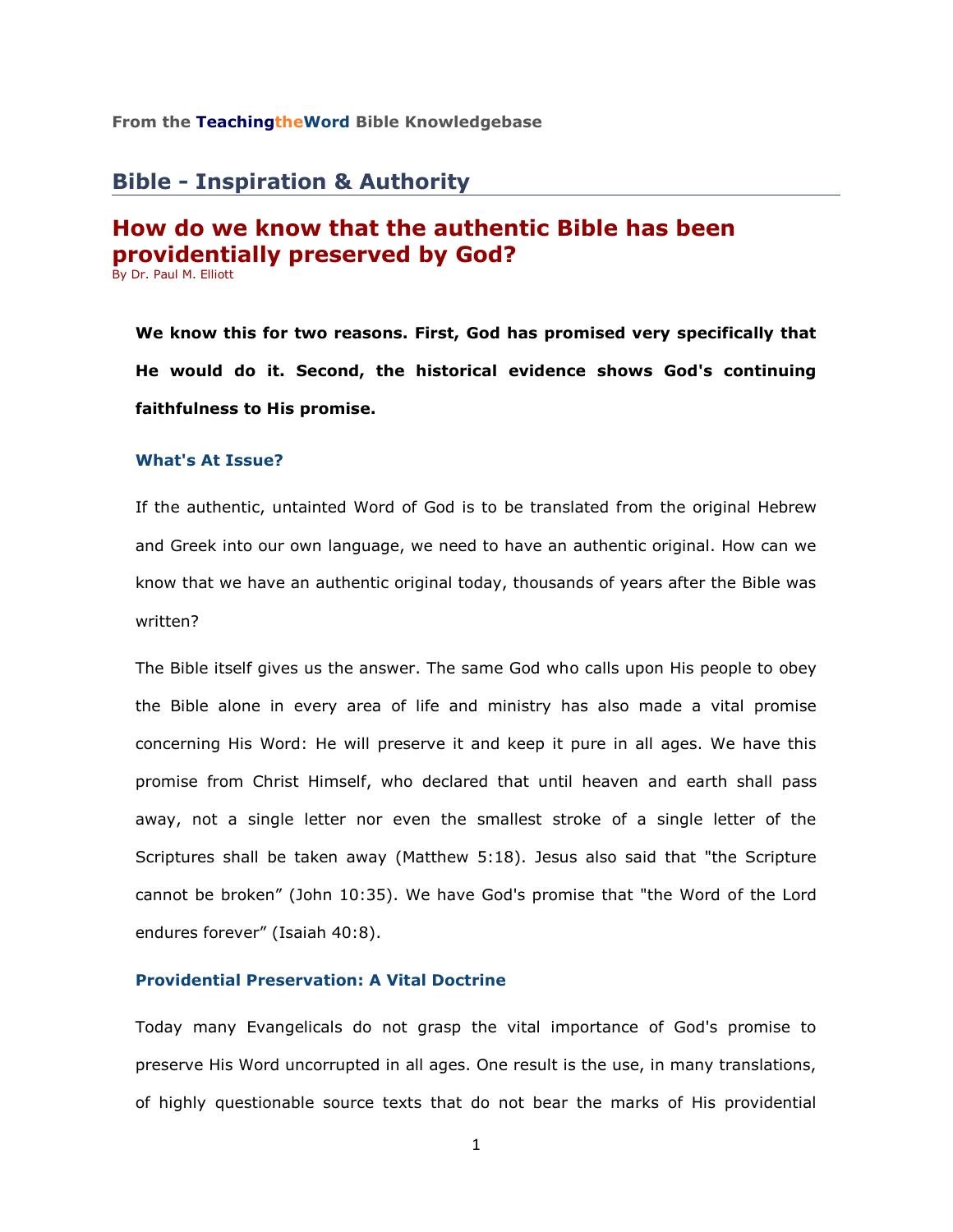From the **TeachingtheWord** Bible Knowledgebase

## Bible - Inspiration & Authority

# How do we know that the authentic Bible has been providentially preserved by God?

By Dr. Paul M. Elliott

**We know this for two reasons. First, God has promised very specifically that He would do it. Second, the historical evidence shows God's continuing faithfulness to His promise.**

### What's At Issue?

If the authentic, untainted Word of God is to be translated from the original Hebrew and Greek into our own language, we need to have an authentic original. How can we know that we have an authentic original today, thousands of years after the Bible was written?

The Bible itself gives us the answer. The same God who calls upon His people to obey the Bible alone in every area of life and ministry has also made a vital promise concerning His Word: He will preserve it and keep it pure in all ages. We have this promise from Christ Himself, who declared that until heaven and earth shall pass away, not a single letter nor even the smallest stroke of a single letter of the Scriptures shall be taken away (Matthew 5:18). Jesus also said that "the Scripture cannot be broken" (John 10:35). We have God's promise that "the Word of the Lord endures forever" (Isaiah 40:8).

### Providential Preservation: A Vital Doctrine

Today many Evangelicals do not grasp the vital importance of God's promise to preserve His Word uncorrupted in all ages. One result is the use, in many translations, of highly questionable source texts that do not bear the marks of His providential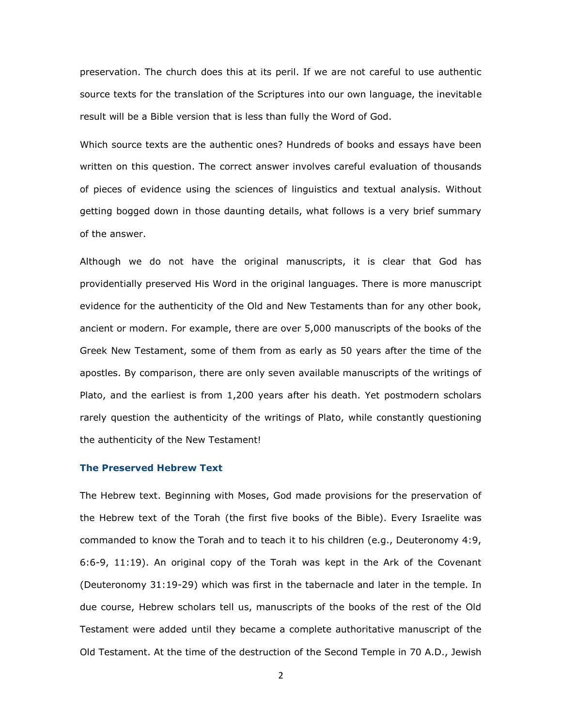preservation. The church does this at its peril. If we are not careful to use authentic source texts for the translation of the Scriptures into our own language, the inevitable result will be a Bible version that is less than fully the Word of God.

Which source texts are the authentic ones? Hundreds of books and essays have been written on this question. The correct answer involves careful evaluation of thousands of pieces of evidence using the sciences of linguistics and textual analysis. Without getting bogged down in those daunting details, what follows is a very brief summary of the answer.

Although we do not have the original manuscripts, it is clear that God has providentially preserved His Word in the original languages. There is more manuscript evidence for the authenticity of the Old and New Testaments than for any other book, ancient or modern. For example, there are over 5,000 manuscripts of the books of the Greek New Testament, some of them from as early as 50 years after the time of the apostles. By comparison, there are only seven available manuscripts of the writings of Plato, and the earliest is from 1,200 years after his death. Yet postmodern scholars rarely question the authenticity of the writings of Plato, while constantly questioning the authenticity of the New Testament!

### The Preserved Hebrew Text

The Hebrew text. Beginning with Moses, God made provisions for the preservation of the Hebrew text of the Torah (the first five books of the Bible). Every Israelite was commanded to know the Torah and to teach it to his children (e.g., Deuteronomy 4:9, 6:6-9, 11:19). An original copy of the Torah was kept in the Ark of the Covenant (Deuteronomy 31:19-29) which was first in the tabernacle and later in the temple. In due course, Hebrew scholars tell us, manuscripts of the books of the rest of the Old Testament were added until they became a complete authoritative manuscript of the Old Testament. At the time of the destruction of the Second Temple in 70 A.D., Jewish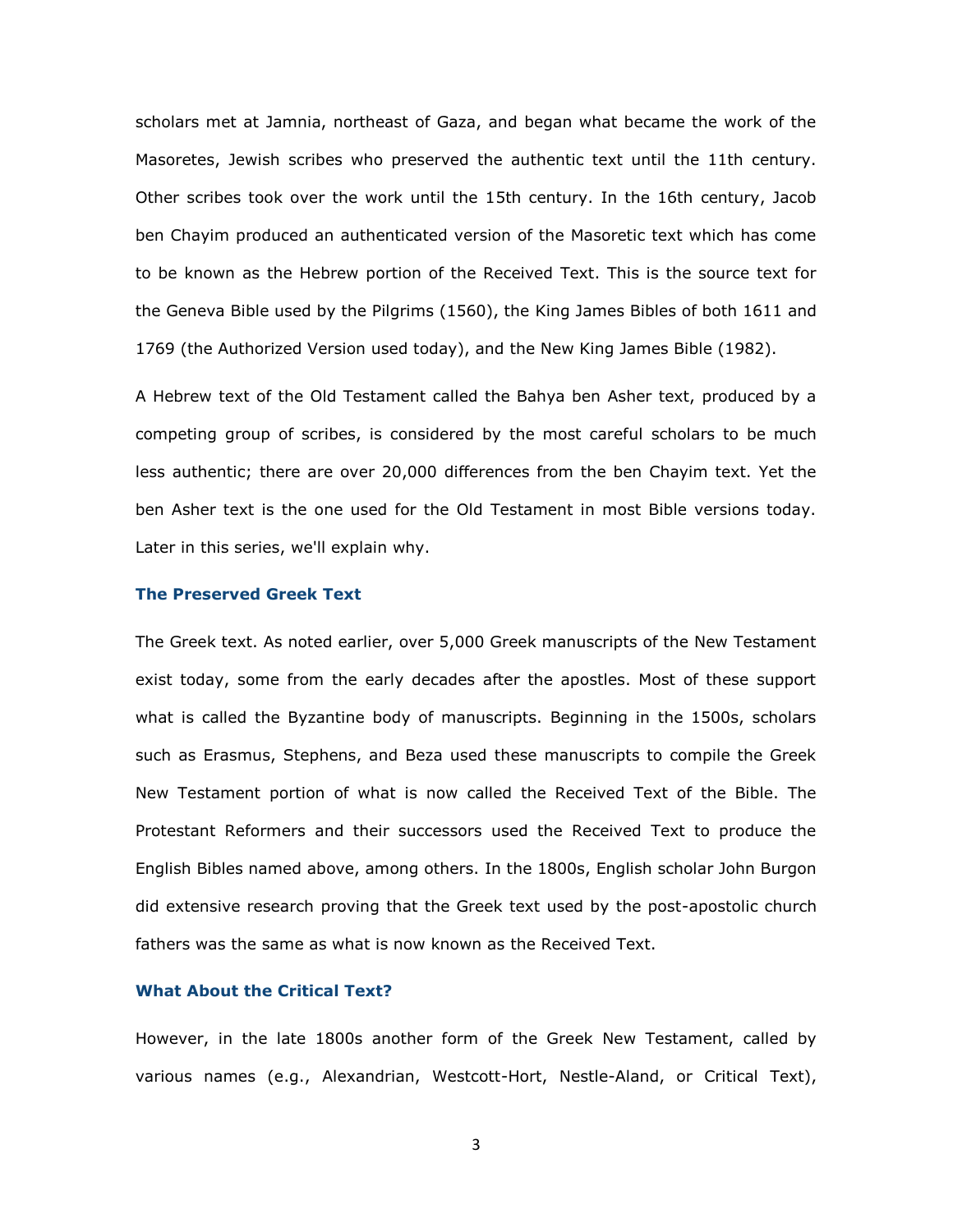scholars met at Jamnia, northeast of Gaza, and began what became the work of the Masoretes, Jewish scribes who preserved the authentic text until the 11th century. Other scribes took over the work until the 15th century. In the 16th century, Jacob ben Chayim produced an authenticated version of the Masoretic text which has come to be known as the Hebrew portion of the Received Text. This is the source text for the Geneva Bible used by the Pilgrims (1560), the King James Bibles of both 1611 and 1769 (the Authorized Version used today), and the New King James Bible (1982).

A Hebrew text of the Old Testament called the Bahya ben Asher text, produced by a competing group of scribes, is considered by the most careful scholars to be much less authentic; there are over 20,000 differences from the ben Chayim text. Yet the ben Asher text is the one used for the Old Testament in most Bible versions today. Later in this series, we'll explain why.

### The Preserved Greek Text

The Greek text. As noted earlier, over 5,000 Greek manuscripts of the New Testament exist today, some from the early decades after the apostles. Most of these support what is called the Byzantine body of manuscripts. Beginning in the 1500s, scholars such as Erasmus, Stephens, and Beza used these manuscripts to compile the Greek New Testament portion of what is now called the Received Text of the Bible. The Protestant Reformers and their successors used the Received Text to produce the English Bibles named above, among others. In the 1800s, English scholar John Burgon did extensive research proving that the Greek text used by the post-apostolic church fathers was the same as what is now known as the Received Text.

### What About the Critical Text?

However, in the late 1800s another form of the Greek New Testament, called by various names (e.g., Alexandrian, Westcott-Hort, Nestle-Aland, or Critical Text),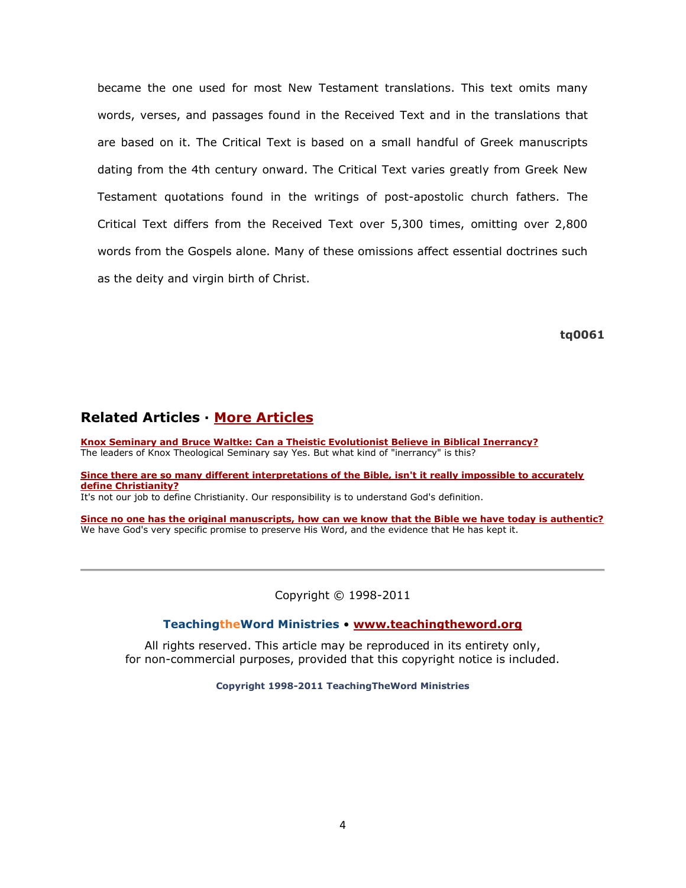became the one used for most New Testament translations. This text omits many words, verses, and passages found in the Received Text and in the translations that are based on it. The Critical Text is based on a small handful of Greek manuscripts dating from the 4th century onward. The Critical Text varies greatly from Greek New Testament quotations found in the writings of post-apostolic church fathers. The Critical Text differs from the Received Text over 5,300 times, omitting over 2,800 words from the Gospels alone. Many of these omissions affect essential doctrines such as the deity and virgin birth of Christ.

**tq0061**

## Related Articles · More Articles

**Knox Seminary and Bruce Waltke: Can a Theistic Evolutionist Believe in Biblical Inerrancy?**
The leaders of Knox Theological Seminary say Yes. But what kind of "inerrancy" is this?

**Since there are so many different interpretations of the Bible, isn't it really impossible to accurately define Christianity?**
It's not our job to define Christianity. Our responsibility is to understand God's definition.

**Since no one has the original manuscripts, how can we know that the Bible we have today is authentic?**
We have God's very specific promise to preserve His Word, and the evidence that He has kept it.

---

Copyright © 1998-2011

**TeachingtheWord Ministries • www.teachingtheword.org**

All rights reserved. This article may be reproduced in its entirety only, for non-commercial purposes, provided that this copyright notice is included.

**Copyright 1998-2011 TeachingTheWord Ministries**